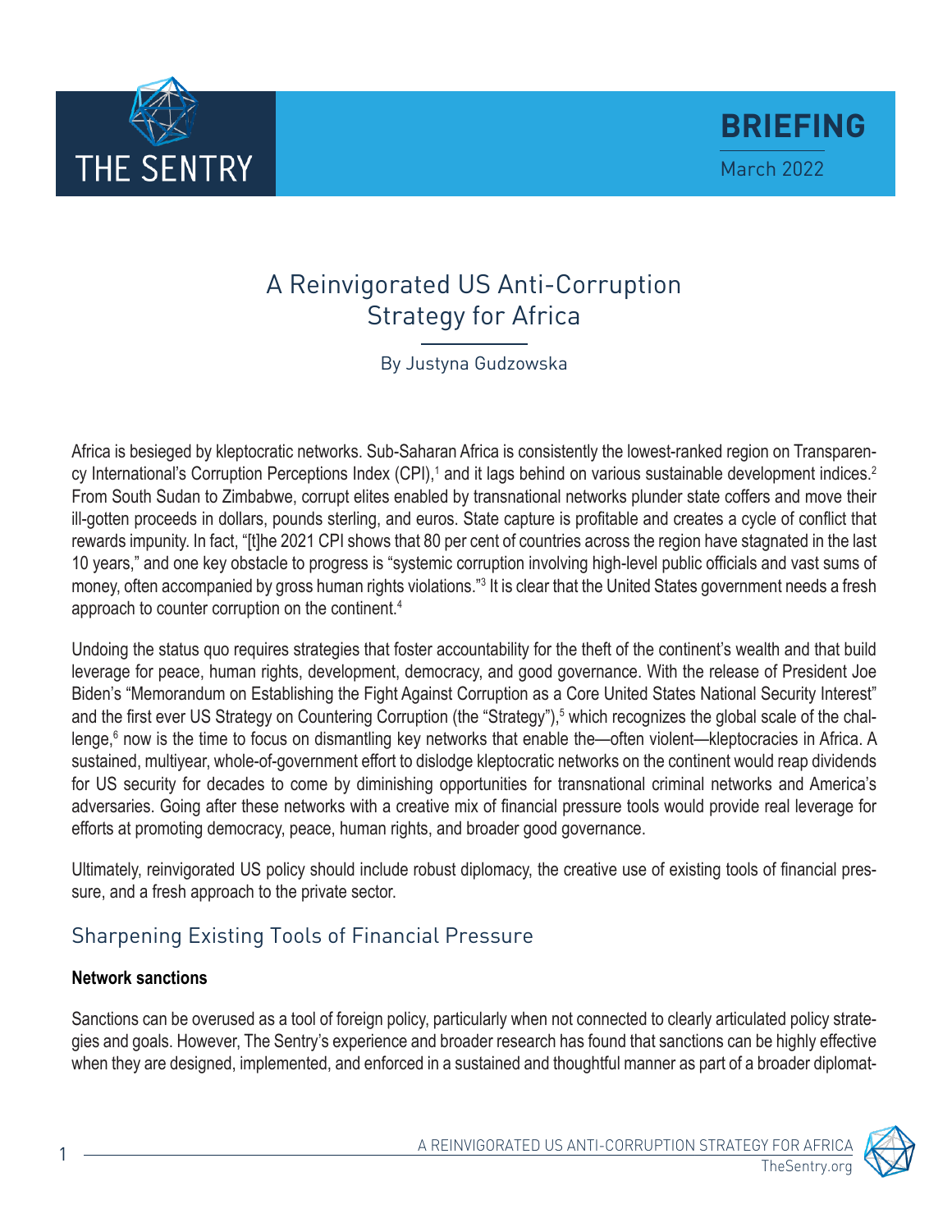THE SENTRY

**BRIEFING**

March 2022

# A Reinvigorated US Anti-Corruption Strategy for Africa

By Justyna Gudzowska

Africa is besieged by kleptocratic networks. Sub-Saharan Africa is consistently the lowest-ranked region on Transparency International's Corruption Perceptions Index (CPI),[1] and it lags behind on various sustainable development indices.[2] From South Sudan to Zimbabwe, corrupt elites enabled by transnational networks plunder state coffers and move their ill-gotten proceeds in dollars, pounds sterling, and euros. State capture is profitable and creates a cycle of conflict that rewards impunity. In fact, "[t]he 2021 CPI shows that 80 per cent of countries across the region have stagnated in the last 10 years," and one key obstacle to progress is "systemic corruption involving high-level public officials and vast sums of money, often accompanied by gross human rights violations."[3] It is clear that the United States government needs a fresh approach to counter corruption on the continent.[4]

Undoing the status quo requires strategies that foster accountability for the theft of the continent's wealth and that build leverage for peace, human rights, development, democracy, and good governance. With the release of President Joe Biden's "Memorandum on Establishing the Fight Against Corruption as a Core United States National Security Interest" and the first ever US Strategy on Countering Corruption (the "Strategy"),[5] which recognizes the global scale of the challenge,[6] now is the time to focus on dismantling key networks that enable the—often violent—kleptocracies in Africa. A sustained, multiyear, whole-of-government effort to dislodge kleptocratic networks on the continent would reap dividends for US security for decades to come by diminishing opportunities for transnational criminal networks and America's adversaries. Going after these networks with a creative mix of financial pressure tools would provide real leverage for efforts at promoting democracy, peace, human rights, and broader good governance.

Ultimately, reinvigorated US policy should include robust diplomacy, the creative use of existing tools of financial pressure, and a fresh approach to the private sector.

## Sharpening Existing Tools of Financial Pressure

**Network sanctions**

Sanctions can be overused as a tool of foreign policy, particularly when not connected to clearly articulated policy strategies and goals. However, The Sentry's experience and broader research has found that sanctions can be highly effective when they are designed, implemented, and enforced in a sustained and thoughtful manner as part of a broader diplomat-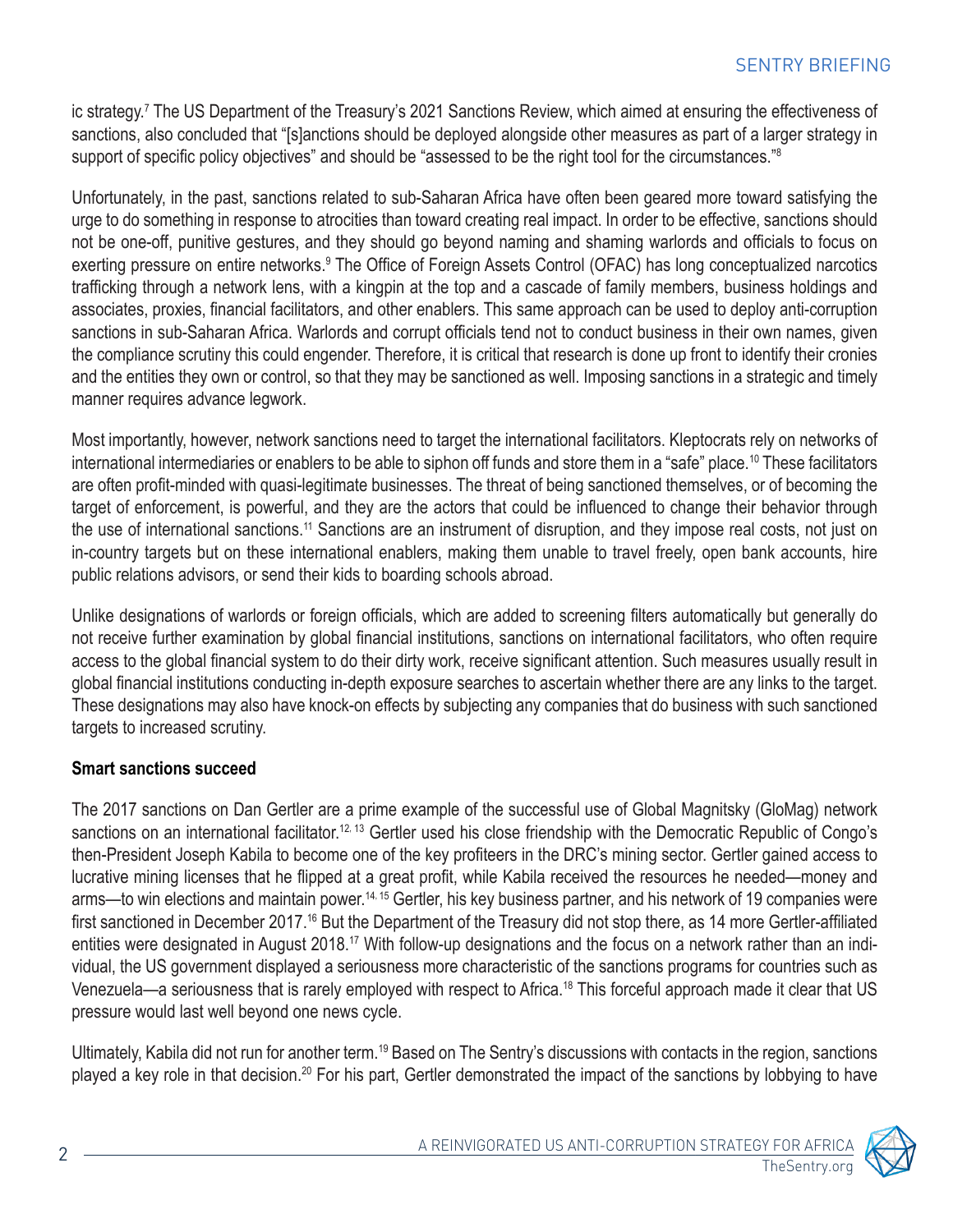ic strategy.[7] The US Department of the Treasury's 2021 Sanctions Review, which aimed at ensuring the effectiveness of sanctions, also concluded that "[s]anctions should be deployed alongside other measures as part of a larger strategy in support of specific policy objectives" and should be "assessed to be the right tool for the circumstances."[8]

Unfortunately, in the past, sanctions related to sub-Saharan Africa have often been geared more toward satisfying the urge to do something in response to atrocities than toward creating real impact. In order to be effective, sanctions should not be one-off, punitive gestures, and they should go beyond naming and shaming warlords and officials to focus on exerting pressure on entire networks.[9] The Office of Foreign Assets Control (OFAC) has long conceptualized narcotics trafficking through a network lens, with a kingpin at the top and a cascade of family members, business holdings and associates, proxies, financial facilitators, and other enablers. This same approach can be used to deploy anti-corruption sanctions in sub-Saharan Africa. Warlords and corrupt officials tend not to conduct business in their own names, given the compliance scrutiny this could engender. Therefore, it is critical that research is done up front to identify their cronies and the entities they own or control, so that they may be sanctioned as well. Imposing sanctions in a strategic and timely manner requires advance legwork.

Most importantly, however, network sanctions need to target the international facilitators. Kleptocrats rely on networks of international intermediaries or enablers to be able to siphon off funds and store them in a "safe" place.[10] These facilitators are often profit-minded with quasi-legitimate businesses. The threat of being sanctioned themselves, or of becoming the target of enforcement, is powerful, and they are the actors that could be influenced to change their behavior through the use of international sanctions.[11] Sanctions are an instrument of disruption, and they impose real costs, not just on in-country targets but on these international enablers, making them unable to travel freely, open bank accounts, hire public relations advisors, or send their kids to boarding schools abroad.

Unlike designations of warlords or foreign officials, which are added to screening filters automatically but generally do not receive further examination by global financial institutions, sanctions on international facilitators, who often require access to the global financial system to do their dirty work, receive significant attention. Such measures usually result in global financial institutions conducting in-depth exposure searches to ascertain whether there are any links to the target. These designations may also have knock-on effects by subjecting any companies that do business with such sanctioned targets to increased scrutiny.

**Smart sanctions succeed**

The 2017 sanctions on Dan Gertler are a prime example of the successful use of Global Magnitsky (GloMag) network sanctions on an international facilitator.[12, 13] Gertler used his close friendship with the Democratic Republic of Congo's then-President Joseph Kabila to become one of the key profiteers in the DRC's mining sector. Gertler gained access to lucrative mining licenses that he flipped at a great profit, while Kabila received the resources he needed—money and arms—to win elections and maintain power.[14, 15] Gertler, his key business partner, and his network of 19 companies were first sanctioned in December 2017.[16] But the Department of the Treasury did not stop there, as 14 more Gertler-affiliated entities were designated in August 2018.[17] With follow-up designations and the focus on a network rather than an individual, the US government displayed a seriousness more characteristic of the sanctions programs for countries such as Venezuela—a seriousness that is rarely employed with respect to Africa.[18] This forceful approach made it clear that US pressure would last well beyond one news cycle.

Ultimately, Kabila did not run for another term.[19] Based on The Sentry's discussions with contacts in the region, sanctions played a key role in that decision.[20] For his part, Gertler demonstrated the impact of the sanctions by lobbying to have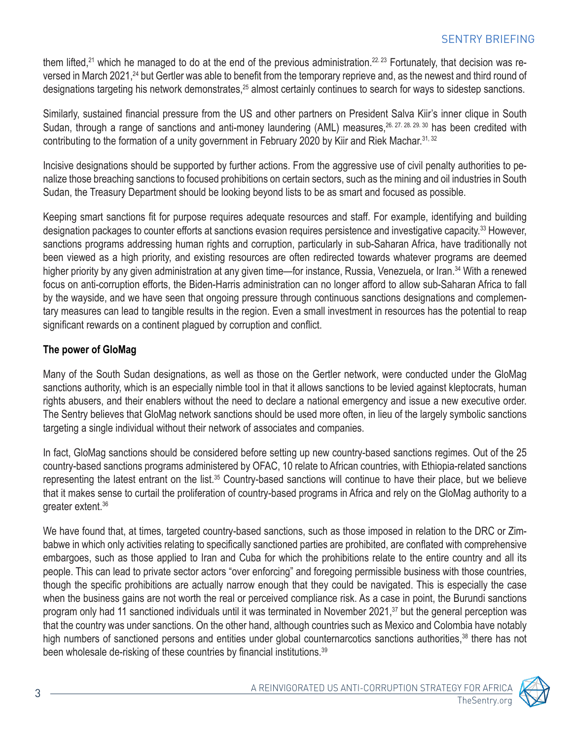them lifted,[21] which he managed to do at the end of the previous administration.[22, 23] Fortunately, that decision was reversed in March 2021,[24] but Gertler was able to benefit from the temporary reprieve and, as the newest and third round of designations targeting his network demonstrates,[25] almost certainly continues to search for ways to sidestep sanctions.

Similarly, sustained financial pressure from the US and other partners on President Salva Kiir's inner clique in South Sudan, through a range of sanctions and anti-money laundering (AML) measures,[26, 27, 28, 29, 30] has been credited with contributing to the formation of a unity government in February 2020 by Kiir and Riek Machar.[31, 32]

Incisive designations should be supported by further actions. From the aggressive use of civil penalty authorities to penalize those breaching sanctions to focused prohibitions on certain sectors, such as the mining and oil industries in South Sudan, the Treasury Department should be looking beyond lists to be as smart and focused as possible.

Keeping smart sanctions fit for purpose requires adequate resources and staff. For example, identifying and building designation packages to counter efforts at sanctions evasion requires persistence and investigative capacity.[33] However, sanctions programs addressing human rights and corruption, particularly in sub-Saharan Africa, have traditionally not been viewed as a high priority, and existing resources are often redirected towards whatever programs are deemed higher priority by any given administration at any given time—for instance, Russia, Venezuela, or Iran.[34] With a renewed focus on anti-corruption efforts, the Biden-Harris administration can no longer afford to allow sub-Saharan Africa to fall by the wayside, and we have seen that ongoing pressure through continuous sanctions designations and complementary measures can lead to tangible results in the region. Even a small investment in resources has the potential to reap significant rewards on a continent plagued by corruption and conflict.

**The power of GloMag**

Many of the South Sudan designations, as well as those on the Gertler network, were conducted under the GloMag sanctions authority, which is an especially nimble tool in that it allows sanctions to be levied against kleptocrats, human rights abusers, and their enablers without the need to declare a national emergency and issue a new executive order. The Sentry believes that GloMag network sanctions should be used more often, in lieu of the largely symbolic sanctions targeting a single individual without their network of associates and companies.

In fact, GloMag sanctions should be considered before setting up new country-based sanctions regimes. Out of the 25 country-based sanctions programs administered by OFAC, 10 relate to African countries, with Ethiopia-related sanctions representing the latest entrant on the list.[35] Country-based sanctions will continue to have their place, but we believe that it makes sense to curtail the proliferation of country-based programs in Africa and rely on the GloMag authority to a greater extent.[36]

We have found that, at times, targeted country-based sanctions, such as those imposed in relation to the DRC or Zimbabwe in which only activities relating to specifically sanctioned parties are prohibited, are conflated with comprehensive embargoes, such as those applied to Iran and Cuba for which the prohibitions relate to the entire country and all its people. This can lead to private sector actors "over enforcing" and foregoing permissible business with those countries, though the specific prohibitions are actually narrow enough that they could be navigated. This is especially the case when the business gains are not worth the real or perceived compliance risk. As a case in point, the Burundi sanctions program only had 11 sanctioned individuals until it was terminated in November 2021,[37] but the general perception was that the country was under sanctions. On the other hand, although countries such as Mexico and Colombia have notably high numbers of sanctioned persons and entities under global counternarcotics sanctions authorities,[38] there has not been wholesale de-risking of these countries by financial institutions.[39]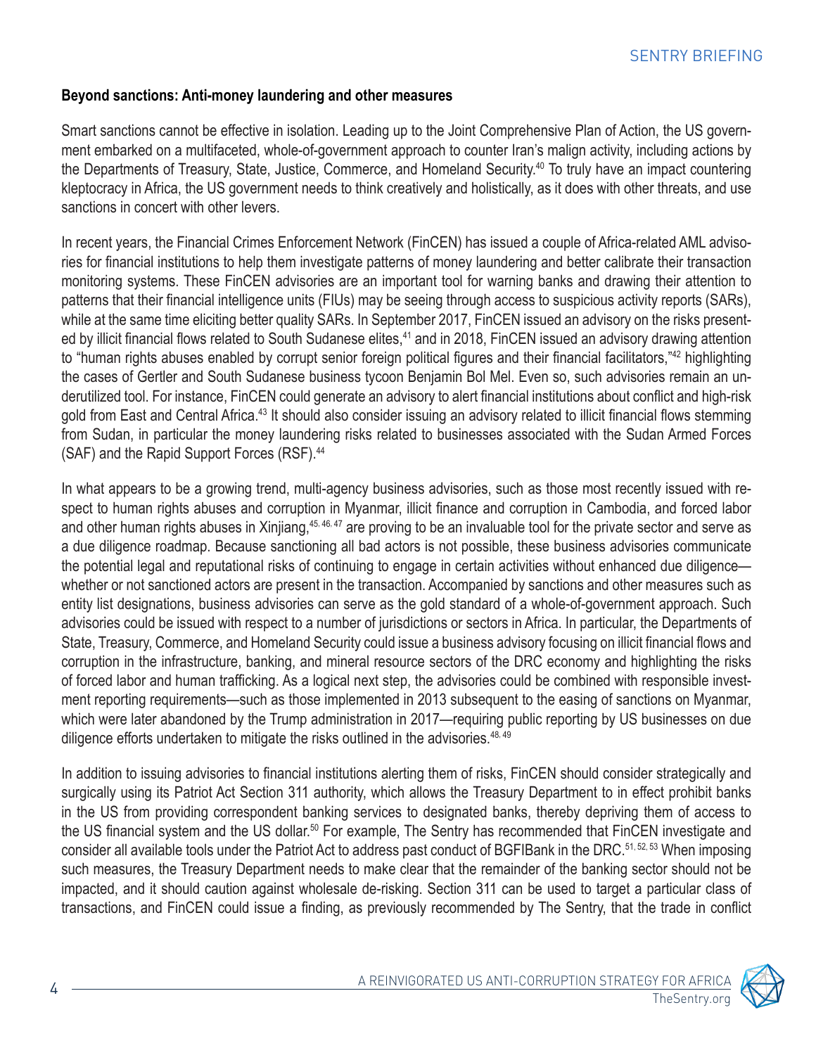**Beyond sanctions: Anti-money laundering and other measures**

Smart sanctions cannot be effective in isolation. Leading up to the Joint Comprehensive Plan of Action, the US government embarked on a multifaceted, whole-of-government approach to counter Iran's malign activity, including actions by the Departments of Treasury, State, Justice, Commerce, and Homeland Security.[40] To truly have an impact countering kleptocracy in Africa, the US government needs to think creatively and holistically, as it does with other threats, and use sanctions in concert with other levers.

In recent years, the Financial Crimes Enforcement Network (FinCEN) has issued a couple of Africa-related AML advisories for financial institutions to help them investigate patterns of money laundering and better calibrate their transaction monitoring systems. These FinCEN advisories are an important tool for warning banks and drawing their attention to patterns that their financial intelligence units (FIUs) may be seeing through access to suspicious activity reports (SARs), while at the same time eliciting better quality SARs. In September 2017, FinCEN issued an advisory on the risks presented by illicit financial flows related to South Sudanese elites,[41] and in 2018, FinCEN issued an advisory drawing attention to "human rights abuses enabled by corrupt senior foreign political figures and their financial facilitators,"[42] highlighting the cases of Gertler and South Sudanese business tycoon Benjamin Bol Mel. Even so, such advisories remain an underutilized tool. For instance, FinCEN could generate an advisory to alert financial institutions about conflict and high-risk gold from East and Central Africa.[43] It should also consider issuing an advisory related to illicit financial flows stemming from Sudan, in particular the money laundering risks related to businesses associated with the Sudan Armed Forces (SAF) and the Rapid Support Forces (RSF).[44]

In what appears to be a growing trend, multi-agency business advisories, such as those most recently issued with respect to human rights abuses and corruption in Myanmar, illicit finance and corruption in Cambodia, and forced labor and other human rights abuses in Xinjiang,[45, 46, 47] are proving to be an invaluable tool for the private sector and serve as a due diligence roadmap. Because sanctioning all bad actors is not possible, these business advisories communicate the potential legal and reputational risks of continuing to engage in certain activities without enhanced due diligence—whether or not sanctioned actors are present in the transaction. Accompanied by sanctions and other measures such as entity list designations, business advisories can serve as the gold standard of a whole-of-government approach. Such advisories could be issued with respect to a number of jurisdictions or sectors in Africa. In particular, the Departments of State, Treasury, Commerce, and Homeland Security could issue a business advisory focusing on illicit financial flows and corruption in the infrastructure, banking, and mineral resource sectors of the DRC economy and highlighting the risks of forced labor and human trafficking. As a logical next step, the advisories could be combined with responsible investment reporting requirements—such as those implemented in 2013 subsequent to the easing of sanctions on Myanmar, which were later abandoned by the Trump administration in 2017—requiring public reporting by US businesses on due diligence efforts undertaken to mitigate the risks outlined in the advisories.[48, 49]

In addition to issuing advisories to financial institutions alerting them of risks, FinCEN should consider strategically and surgically using its Patriot Act Section 311 authority, which allows the Treasury Department to in effect prohibit banks in the US from providing correspondent banking services to designated banks, thereby depriving them of access to the US financial system and the US dollar.[50] For example, The Sentry has recommended that FinCEN investigate and consider all available tools under the Patriot Act to address past conduct of BGFIBank in the DRC.[51, 52, 53] When imposing such measures, the Treasury Department needs to make clear that the remainder of the banking sector should not be impacted, and it should caution against wholesale de-risking. Section 311 can be used to target a particular class of transactions, and FinCEN could issue a finding, as previously recommended by The Sentry, that the trade in conflict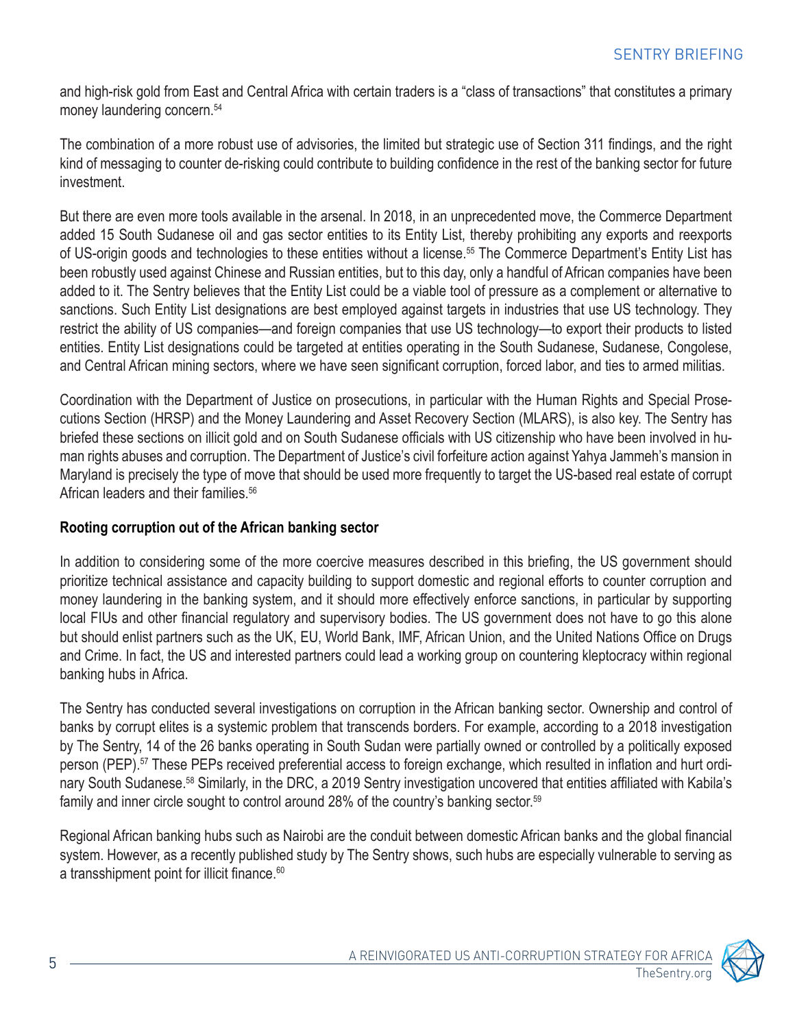and high-risk gold from East and Central Africa with certain traders is a "class of transactions" that constitutes a primary money laundering concern.[54]

The combination of a more robust use of advisories, the limited but strategic use of Section 311 findings, and the right kind of messaging to counter de-risking could contribute to building confidence in the rest of the banking sector for future investment.

But there are even more tools available in the arsenal. In 2018, in an unprecedented move, the Commerce Department added 15 South Sudanese oil and gas sector entities to its Entity List, thereby prohibiting any exports and reexports of US-origin goods and technologies to these entities without a license.[55] The Commerce Department's Entity List has been robustly used against Chinese and Russian entities, but to this day, only a handful of African companies have been added to it. The Sentry believes that the Entity List could be a viable tool of pressure as a complement or alternative to sanctions. Such Entity List designations are best employed against targets in industries that use US technology. They restrict the ability of US companies—and foreign companies that use US technology—to export their products to listed entities. Entity List designations could be targeted at entities operating in the South Sudanese, Sudanese, Congolese, and Central African mining sectors, where we have seen significant corruption, forced labor, and ties to armed militias.

Coordination with the Department of Justice on prosecutions, in particular with the Human Rights and Special Prosecutions Section (HRSP) and the Money Laundering and Asset Recovery Section (MLARS), is also key. The Sentry has briefed these sections on illicit gold and on South Sudanese officials with US citizenship who have been involved in human rights abuses and corruption. The Department of Justice's civil forfeiture action against Yahya Jammeh's mansion in Maryland is precisely the type of move that should be used more frequently to target the US-based real estate of corrupt African leaders and their families.[56]

**Rooting corruption out of the African banking sector**

In addition to considering some of the more coercive measures described in this briefing, the US government should prioritize technical assistance and capacity building to support domestic and regional efforts to counter corruption and money laundering in the banking system, and it should more effectively enforce sanctions, in particular by supporting local FIUs and other financial regulatory and supervisory bodies. The US government does not have to go this alone but should enlist partners such as the UK, EU, World Bank, IMF, African Union, and the United Nations Office on Drugs and Crime. In fact, the US and interested partners could lead a working group on countering kleptocracy within regional banking hubs in Africa.

The Sentry has conducted several investigations on corruption in the African banking sector. Ownership and control of banks by corrupt elites is a systemic problem that transcends borders. For example, according to a 2018 investigation by The Sentry, 14 of the 26 banks operating in South Sudan were partially owned or controlled by a politically exposed person (PEP).[57] These PEPs received preferential access to foreign exchange, which resulted in inflation and hurt ordinary South Sudanese.[58] Similarly, in the DRC, a 2019 Sentry investigation uncovered that entities affiliated with Kabila's family and inner circle sought to control around 28% of the country's banking sector.[59]

Regional African banking hubs such as Nairobi are the conduit between domestic African banks and the global financial system. However, as a recently published study by The Sentry shows, such hubs are especially vulnerable to serving as a transshipment point for illicit finance.[60]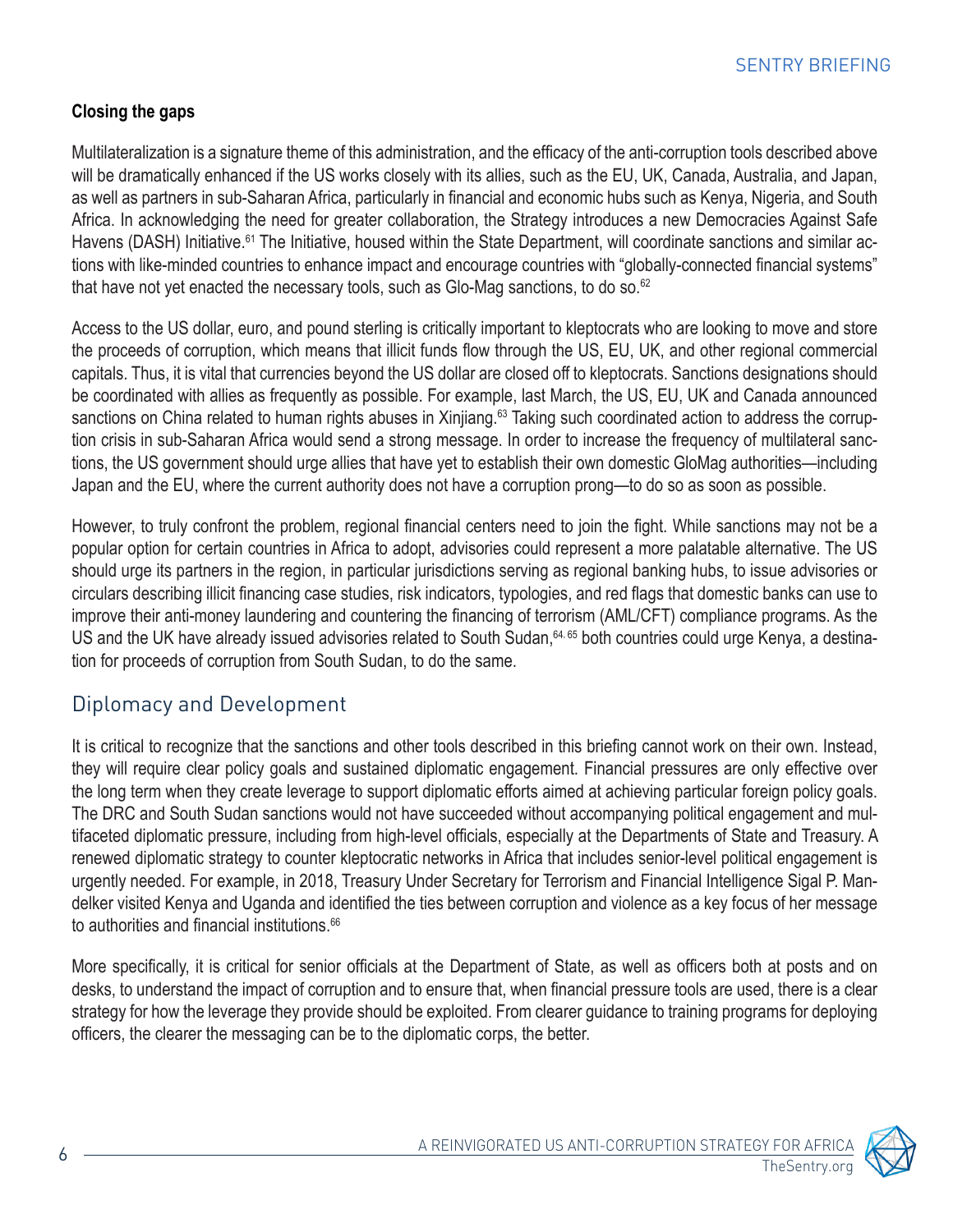**Closing the gaps**

Multilateralization is a signature theme of this administration, and the efficacy of the anti-corruption tools described above will be dramatically enhanced if the US works closely with its allies, such as the EU, UK, Canada, Australia, and Japan, as well as partners in sub-Saharan Africa, particularly in financial and economic hubs such as Kenya, Nigeria, and South Africa. In acknowledging the need for greater collaboration, the Strategy introduces a new Democracies Against Safe Havens (DASH) Initiative.[61] The Initiative, housed within the State Department, will coordinate sanctions and similar actions with like-minded countries to enhance impact and encourage countries with "globally-connected financial systems" that have not yet enacted the necessary tools, such as Glo-Mag sanctions, to do so.[62]

Access to the US dollar, euro, and pound sterling is critically important to kleptocrats who are looking to move and store the proceeds of corruption, which means that illicit funds flow through the US, EU, UK, and other regional commercial capitals. Thus, it is vital that currencies beyond the US dollar are closed off to kleptocrats. Sanctions designations should be coordinated with allies as frequently as possible. For example, last March, the US, EU, UK and Canada announced sanctions on China related to human rights abuses in Xinjiang.[63] Taking such coordinated action to address the corruption crisis in sub-Saharan Africa would send a strong message. In order to increase the frequency of multilateral sanctions, the US government should urge allies that have yet to establish their own domestic GloMag authorities—including Japan and the EU, where the current authority does not have a corruption prong—to do so as soon as possible.

However, to truly confront the problem, regional financial centers need to join the fight. While sanctions may not be a popular option for certain countries in Africa to adopt, advisories could represent a more palatable alternative. The US should urge its partners in the region, in particular jurisdictions serving as regional banking hubs, to issue advisories or circulars describing illicit financing case studies, risk indicators, typologies, and red flags that domestic banks can use to improve their anti-money laundering and countering the financing of terrorism (AML/CFT) compliance programs. As the US and the UK have already issued advisories related to South Sudan,[64, 65] both countries could urge Kenya, a destination for proceeds of corruption from South Sudan, to do the same.

## Diplomacy and Development

It is critical to recognize that the sanctions and other tools described in this briefing cannot work on their own. Instead, they will require clear policy goals and sustained diplomatic engagement. Financial pressures are only effective over the long term when they create leverage to support diplomatic efforts aimed at achieving particular foreign policy goals. The DRC and South Sudan sanctions would not have succeeded without accompanying political engagement and multifaceted diplomatic pressure, including from high-level officials, especially at the Departments of State and Treasury. A renewed diplomatic strategy to counter kleptocratic networks in Africa that includes senior-level political engagement is urgently needed. For example, in 2018, Treasury Under Secretary for Terrorism and Financial Intelligence Sigal P. Mandelker visited Kenya and Uganda and identified the ties between corruption and violence as a key focus of her message to authorities and financial institutions.[66]

More specifically, it is critical for senior officials at the Department of State, as well as officers both at posts and on desks, to understand the impact of corruption and to ensure that, when financial pressure tools are used, there is a clear strategy for how the leverage they provide should be exploited. From clearer guidance to training programs for deploying officers, the clearer the messaging can be to the diplomatic corps, the better.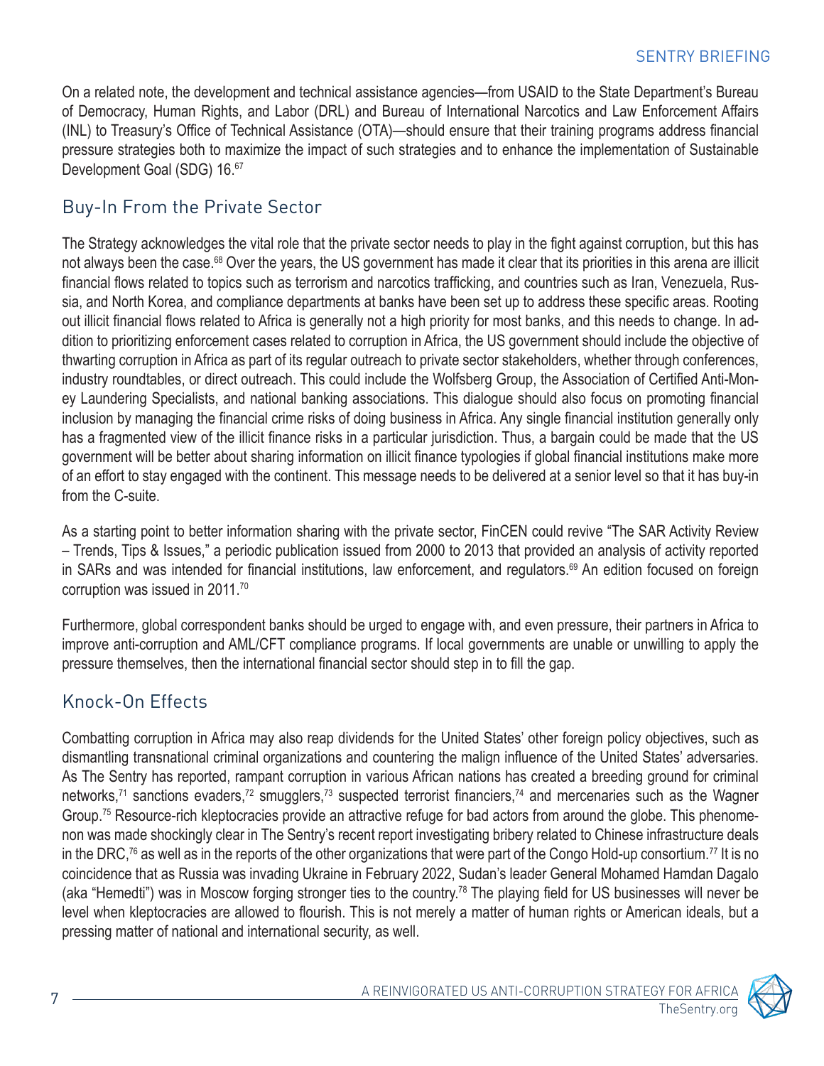On a related note, the development and technical assistance agencies—from USAID to the State Department's Bureau of Democracy, Human Rights, and Labor (DRL) and Bureau of International Narcotics and Law Enforcement Affairs (INL) to Treasury's Office of Technical Assistance (OTA)—should ensure that their training programs address financial pressure strategies both to maximize the impact of such strategies and to enhance the implementation of Sustainable Development Goal (SDG) 16.[67]

## Buy-In From the Private Sector

The Strategy acknowledges the vital role that the private sector needs to play in the fight against corruption, but this has not always been the case.[68] Over the years, the US government has made it clear that its priorities in this arena are illicit financial flows related to topics such as terrorism and narcotics trafficking, and countries such as Iran, Venezuela, Russia, and North Korea, and compliance departments at banks have been set up to address these specific areas. Rooting out illicit financial flows related to Africa is generally not a high priority for most banks, and this needs to change. In addition to prioritizing enforcement cases related to corruption in Africa, the US government should include the objective of thwarting corruption in Africa as part of its regular outreach to private sector stakeholders, whether through conferences, industry roundtables, or direct outreach. This could include the Wolfsberg Group, the Association of Certified Anti-Money Laundering Specialists, and national banking associations. This dialogue should also focus on promoting financial inclusion by managing the financial crime risks of doing business in Africa. Any single financial institution generally only has a fragmented view of the illicit finance risks in a particular jurisdiction. Thus, a bargain could be made that the US government will be better about sharing information on illicit finance typologies if global financial institutions make more of an effort to stay engaged with the continent. This message needs to be delivered at a senior level so that it has buy-in from the C-suite.

As a starting point to better information sharing with the private sector, FinCEN could revive "The SAR Activity Review – Trends, Tips & Issues," a periodic publication issued from 2000 to 2013 that provided an analysis of activity reported in SARs and was intended for financial institutions, law enforcement, and regulators.[69] An edition focused on foreign corruption was issued in 2011.[70]

Furthermore, global correspondent banks should be urged to engage with, and even pressure, their partners in Africa to improve anti-corruption and AML/CFT compliance programs. If local governments are unable or unwilling to apply the pressure themselves, then the international financial sector should step in to fill the gap.

## Knock-On Effects

Combatting corruption in Africa may also reap dividends for the United States' other foreign policy objectives, such as dismantling transnational criminal organizations and countering the malign influence of the United States' adversaries. As The Sentry has reported, rampant corruption in various African nations has created a breeding ground for criminal networks,[71] sanctions evaders,[72] smugglers,[73] suspected terrorist financiers,[74] and mercenaries such as the Wagner Group.[75] Resource-rich kleptocracies provide an attractive refuge for bad actors from around the globe. This phenomenon was made shockingly clear in The Sentry's recent report investigating bribery related to Chinese infrastructure deals in the DRC,[76] as well as in the reports of the other organizations that were part of the Congo Hold-up consortium.[77] It is no coincidence that as Russia was invading Ukraine in February 2022, Sudan's leader General Mohamed Hamdan Dagalo (aka "Hemedti") was in Moscow forging stronger ties to the country.[78] The playing field for US businesses will never be level when kleptocracies are allowed to flourish. This is not merely a matter of human rights or American ideals, but a pressing matter of national and international security, as well.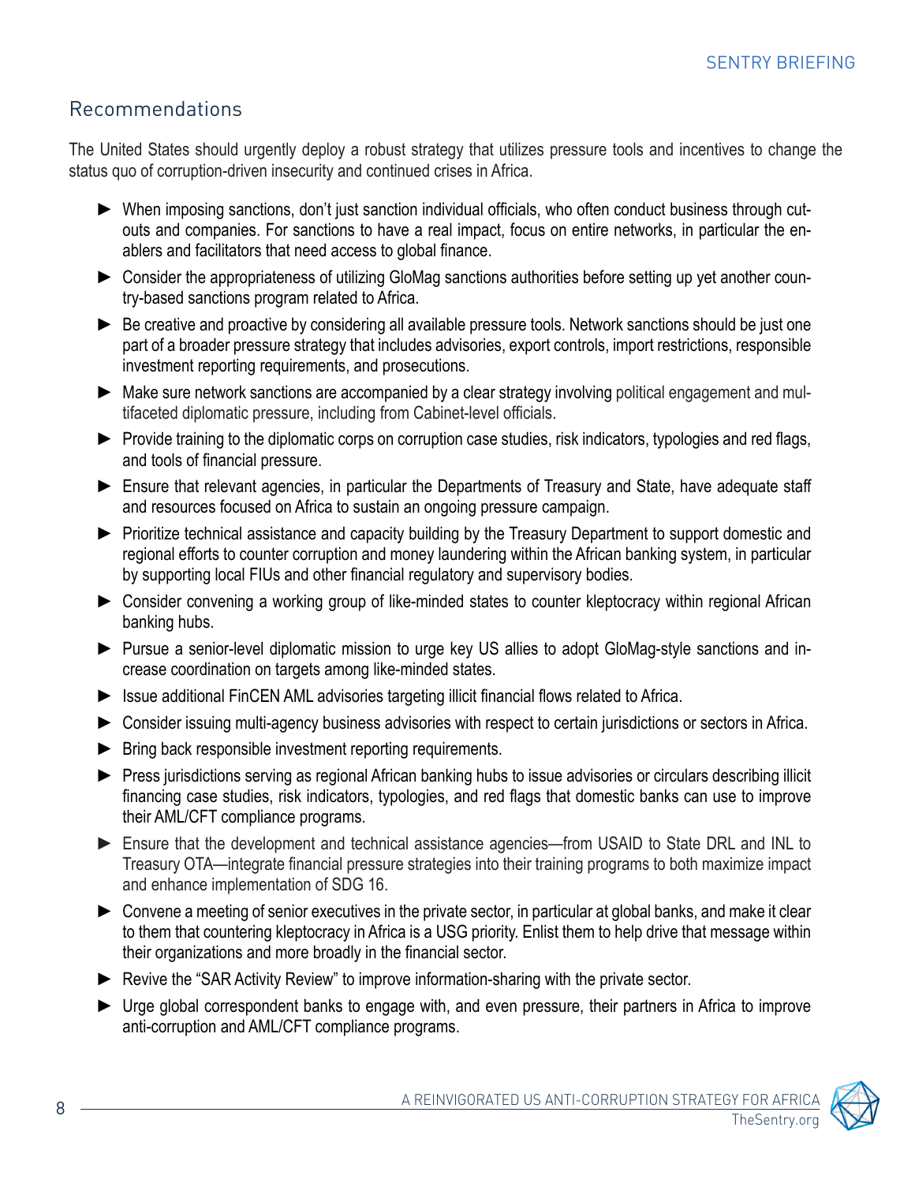## Recommendations

The United States should urgently deploy a robust strategy that utilizes pressure tools and incentives to change the status quo of corruption-driven insecurity and continued crises in Africa.

- When imposing sanctions, don't just sanction individual officials, who often conduct business through cut-outs and companies. For sanctions to have a real impact, focus on entire networks, in particular the enablers and facilitators that need access to global finance.
- Consider the appropriateness of utilizing GloMag sanctions authorities before setting up yet another country-based sanctions program related to Africa.
- Be creative and proactive by considering all available pressure tools. Network sanctions should be just one part of a broader pressure strategy that includes advisories, export controls, import restrictions, responsible investment reporting requirements, and prosecutions.
- Make sure network sanctions are accompanied by a clear strategy involving political engagement and multifaceted diplomatic pressure, including from Cabinet-level officials.
- Provide training to the diplomatic corps on corruption case studies, risk indicators, typologies and red flags, and tools of financial pressure.
- Ensure that relevant agencies, in particular the Departments of Treasury and State, have adequate staff and resources focused on Africa to sustain an ongoing pressure campaign.
- Prioritize technical assistance and capacity building by the Treasury Department to support domestic and regional efforts to counter corruption and money laundering within the African banking system, in particular by supporting local FIUs and other financial regulatory and supervisory bodies.
- Consider convening a working group of like-minded states to counter kleptocracy within regional African banking hubs.
- Pursue a senior-level diplomatic mission to urge key US allies to adopt GloMag-style sanctions and increase coordination on targets among like-minded states.
- Issue additional FinCEN AML advisories targeting illicit financial flows related to Africa.
- Consider issuing multi-agency business advisories with respect to certain jurisdictions or sectors in Africa.
- Bring back responsible investment reporting requirements.
- Press jurisdictions serving as regional African banking hubs to issue advisories or circulars describing illicit financing case studies, risk indicators, typologies, and red flags that domestic banks can use to improve their AML/CFT compliance programs.
- Ensure that the development and technical assistance agencies—from USAID to State DRL and INL to Treasury OTA—integrate financial pressure strategies into their training programs to both maximize impact and enhance implementation of SDG 16.
- Convene a meeting of senior executives in the private sector, in particular at global banks, and make it clear to them that countering kleptocracy in Africa is a USG priority. Enlist them to help drive that message within their organizations and more broadly in the financial sector.
- Revive the "SAR Activity Review" to improve information-sharing with the private sector.
- Urge global correspondent banks to engage with, and even pressure, their partners in Africa to improve anti-corruption and AML/CFT compliance programs.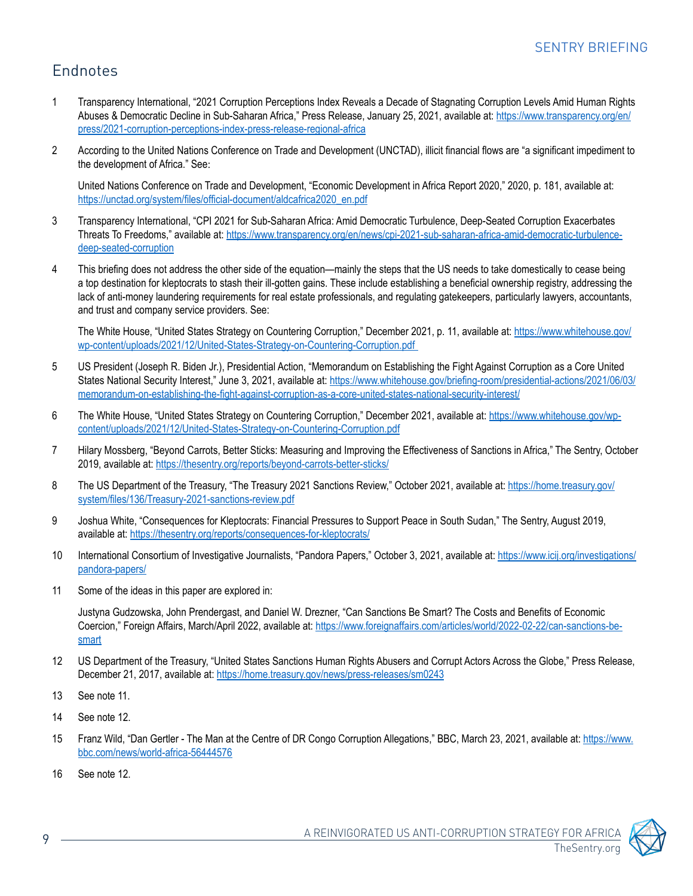## Endnotes

1. Transparency International, "2021 Corruption Perceptions Index Reveals a Decade of Stagnating Corruption Levels Amid Human Rights Abuses & Democratic Decline in Sub-Saharan Africa," Press Release, January 25, 2021, available at: https://www.transparency.org/en/press/2021-corruption-perceptions-index-press-release-regional-africa

2. According to the United Nations Conference on Trade and Development (UNCTAD), illicit financial flows are "a significant impediment to the development of Africa." See:

   United Nations Conference on Trade and Development, "Economic Development in Africa Report 2020," 2020, p. 181, available at: https://unctad.org/system/files/official-document/aldcafrica2020_en.pdf

3. Transparency International, "CPI 2021 for Sub-Saharan Africa: Amid Democratic Turbulence, Deep-Seated Corruption Exacerbates Threats To Freedoms," available at: https://www.transparency.org/en/news/cpi-2021-sub-saharan-africa-amid-democratic-turbulence-deep-seated-corruption

4. This briefing does not address the other side of the equation—mainly the steps that the US needs to take domestically to cease being a top destination for kleptocrats to stash their ill-gotten gains. These include establishing a beneficial ownership registry, addressing the lack of anti-money laundering requirements for real estate professionals, and regulating gatekeepers, particularly lawyers, accountants, and trust and company service providers. See:

   The White House, "United States Strategy on Countering Corruption," December 2021, p. 11, available at: https://www.whitehouse.gov/wp-content/uploads/2021/12/United-States-Strategy-on-Countering-Corruption.pdf

5. US President (Joseph R. Biden Jr.), Presidential Action, "Memorandum on Establishing the Fight Against Corruption as a Core United States National Security Interest," June 3, 2021, available at: https://www.whitehouse.gov/briefing-room/presidential-actions/2021/06/03/memorandum-on-establishing-the-fight-against-corruption-as-a-core-united-states-national-security-interest/

6. The White House, "United States Strategy on Countering Corruption," December 2021, available at: https://www.whitehouse.gov/wp-content/uploads/2021/12/United-States-Strategy-on-Countering-Corruption.pdf

7. Hilary Mossberg, "Beyond Carrots, Better Sticks: Measuring and Improving the Effectiveness of Sanctions in Africa," The Sentry, October 2019, available at: https://thesentry.org/reports/beyond-carrots-better-sticks/

8. The US Department of the Treasury, "The Treasury 2021 Sanctions Review," October 2021, available at: https://home.treasury.gov/system/files/136/Treasury-2021-sanctions-review.pdf

9. Joshua White, "Consequences for Kleptocrats: Financial Pressures to Support Peace in South Sudan," The Sentry, August 2019, available at: https://thesentry.org/reports/consequences-for-kleptocrats/

10. International Consortium of Investigative Journalists, "Pandora Papers," October 3, 2021, available at: https://www.icij.org/investigations/pandora-papers/

11. Some of the ideas in this paper are explored in:

    Justyna Gudzowska, John Prendergast, and Daniel W. Drezner, "Can Sanctions Be Smart? The Costs and Benefits of Economic Coercion," Foreign Affairs, March/April 2022, available at: https://www.foreignaffairs.com/articles/world/2022-02-22/can-sanctions-be-smart

12. US Department of the Treasury, "United States Sanctions Human Rights Abusers and Corrupt Actors Across the Globe," Press Release, December 21, 2017, available at: https://home.treasury.gov/news/press-releases/sm0243

13. See note 11.

14. See note 12.

15. Franz Wild, "Dan Gertler - The Man at the Centre of DR Congo Corruption Allegations," BBC, March 23, 2021, available at: https://www.bbc.com/news/world-africa-56444576

16. See note 12.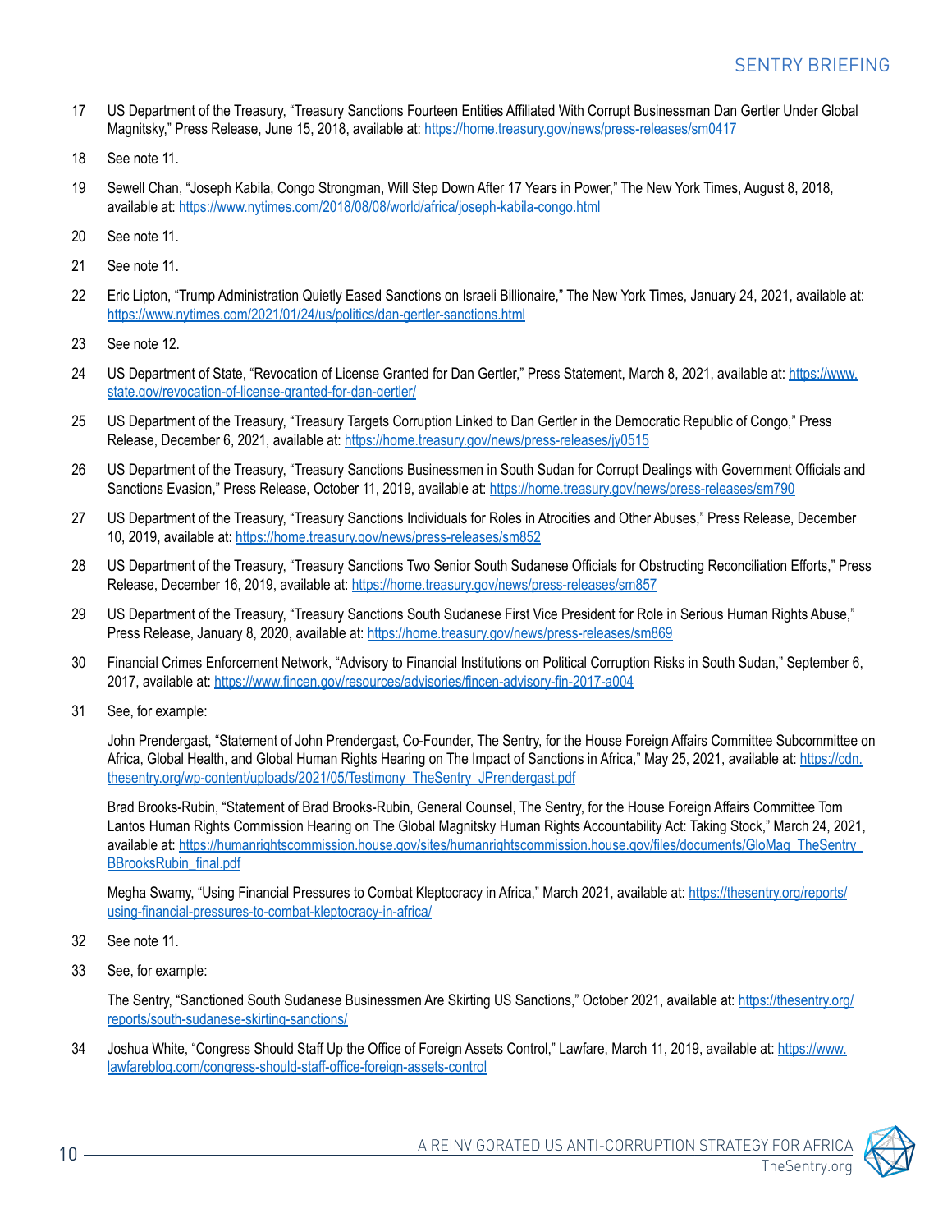17 US Department of the Treasury, "Treasury Sanctions Fourteen Entities Affiliated With Corrupt Businessman Dan Gertler Under Global Magnitsky," Press Release, June 15, 2018, available at: https://home.treasury.gov/news/press-releases/sm0417

18 See note 11.

19 Sewell Chan, "Joseph Kabila, Congo Strongman, Will Step Down After 17 Years in Power," The New York Times, August 8, 2018, available at: https://www.nytimes.com/2018/08/08/world/africa/joseph-kabila-congo.html

20 See note 11.

21 See note 11.

22 Eric Lipton, "Trump Administration Quietly Eased Sanctions on Israeli Billionaire," The New York Times, January 24, 2021, available at: https://www.nytimes.com/2021/01/24/us/politics/dan-gertler-sanctions.html

23 See note 12.

24 US Department of State, "Revocation of License Granted for Dan Gertler," Press Statement, March 8, 2021, available at: https://www.state.gov/revocation-of-license-granted-for-dan-gertler/

25 US Department of the Treasury, "Treasury Targets Corruption Linked to Dan Gertler in the Democratic Republic of Congo," Press Release, December 6, 2021, available at: https://home.treasury.gov/news/press-releases/jy0515

26 US Department of the Treasury, "Treasury Sanctions Businessmen in South Sudan for Corrupt Dealings with Government Officials and Sanctions Evasion," Press Release, October 11, 2019, available at: https://home.treasury.gov/news/press-releases/sm790

27 US Department of the Treasury, "Treasury Sanctions Individuals for Roles in Atrocities and Other Abuses," Press Release, December 10, 2019, available at: https://home.treasury.gov/news/press-releases/sm852

28 US Department of the Treasury, "Treasury Sanctions Two Senior South Sudanese Officials for Obstructing Reconciliation Efforts," Press Release, December 16, 2019, available at: https://home.treasury.gov/news/press-releases/sm857

29 US Department of the Treasury, "Treasury Sanctions South Sudanese First Vice President for Role in Serious Human Rights Abuse," Press Release, January 8, 2020, available at: https://home.treasury.gov/news/press-releases/sm869

30 Financial Crimes Enforcement Network, "Advisory to Financial Institutions on Political Corruption Risks in South Sudan," September 6, 2017, available at: https://www.fincen.gov/resources/advisories/fincen-advisory-fin-2017-a004

31 See, for example:

John Prendergast, "Statement of John Prendergast, Co-Founder, The Sentry, for the House Foreign Affairs Committee Subcommittee on Africa, Global Health, and Global Human Rights Hearing on The Impact of Sanctions in Africa," May 25, 2021, available at: https://cdn.thesentry.org/wp-content/uploads/2021/05/Testimony_TheSentry_JPrendergast.pdf

Brad Brooks-Rubin, "Statement of Brad Brooks-Rubin, General Counsel, The Sentry, for the House Foreign Affairs Committee Tom Lantos Human Rights Commission Hearing on The Global Magnitsky Human Rights Accountability Act: Taking Stock," March 24, 2021, available at: https://humanrightscommission.house.gov/sites/humanrightscommission.house.gov/files/documents/GloMag_TheSentry_BBrooksRubin_final.pdf

Megha Swamy, "Using Financial Pressures to Combat Kleptocracy in Africa," March 2021, available at: https://thesentry.org/reports/using-financial-pressures-to-combat-kleptocracy-in-africa/

32 See note 11.

33 See, for example:

The Sentry, "Sanctioned South Sudanese Businessmen Are Skirting US Sanctions," October 2021, available at: https://thesentry.org/reports/south-sudanese-skirting-sanctions/

34 Joshua White, "Congress Should Staff Up the Office of Foreign Assets Control," Lawfare, March 11, 2019, available at: https://www.lawfareblog.com/congress-should-staff-office-foreign-assets-control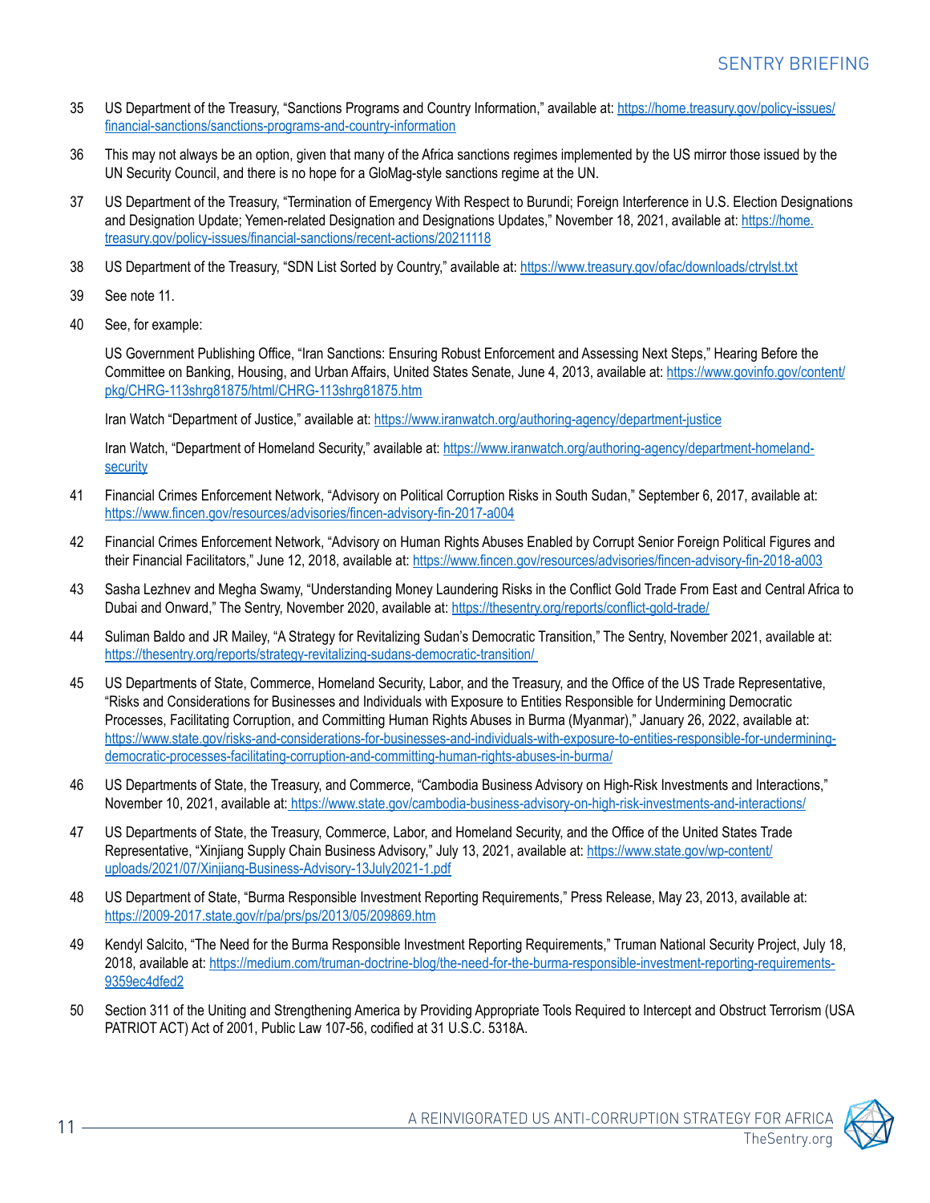35 US Department of the Treasury, "Sanctions Programs and Country Information," available at: https://home.treasury.gov/policy-issues/financial-sanctions/sanctions-programs-and-country-information

36 This may not always be an option, given that many of the Africa sanctions regimes implemented by the US mirror those issued by the UN Security Council, and there is no hope for a GloMag-style sanctions regime at the UN.

37 US Department of the Treasury, "Termination of Emergency With Respect to Burundi; Foreign Interference in U.S. Election Designations and Designation Update; Yemen-related Designation and Designations Updates," November 18, 2021, available at: https://home.treasury.gov/policy-issues/financial-sanctions/recent-actions/20211118

38 US Department of the Treasury, "SDN List Sorted by Country," available at: https://www.treasury.gov/ofac/downloads/ctrylst.txt

39 See note 11.

40 See, for example:

US Government Publishing Office, "Iran Sanctions: Ensuring Robust Enforcement and Assessing Next Steps," Hearing Before the Committee on Banking, Housing, and Urban Affairs, United States Senate, June 4, 2013, available at: https://www.govinfo.gov/content/pkg/CHRG-113shrg81875/html/CHRG-113shrg81875.htm

Iran Watch "Department of Justice," available at: https://www.iranwatch.org/authoring-agency/department-justice

Iran Watch, "Department of Homeland Security," available at: https://www.iranwatch.org/authoring-agency/department-homeland-security

41 Financial Crimes Enforcement Network, "Advisory on Political Corruption Risks in South Sudan," September 6, 2017, available at: https://www.fincen.gov/resources/advisories/fincen-advisory-fin-2017-a004

42 Financial Crimes Enforcement Network, "Advisory on Human Rights Abuses Enabled by Corrupt Senior Foreign Political Figures and their Financial Facilitators," June 12, 2018, available at: https://www.fincen.gov/resources/advisories/fincen-advisory-fin-2018-a003

43 Sasha Lezhnev and Megha Swamy, "Understanding Money Laundering Risks in the Conflict Gold Trade From East and Central Africa to Dubai and Onward," The Sentry, November 2020, available at: https://thesentry.org/reports/conflict-gold-trade/

44 Suliman Baldo and JR Mailey, "A Strategy for Revitalizing Sudan's Democratic Transition," The Sentry, November 2021, available at: https://thesentry.org/reports/strategy-revitalizing-sudans-democratic-transition/

45 US Departments of State, Commerce, Homeland Security, Labor, and the Treasury, and the Office of the US Trade Representative, "Risks and Considerations for Businesses and Individuals with Exposure to Entities Responsible for Undermining Democratic Processes, Facilitating Corruption, and Committing Human Rights Abuses in Burma (Myanmar)," January 26, 2022, available at: https://www.state.gov/risks-and-considerations-for-businesses-and-individuals-with-exposure-to-entities-responsible-for-undermining-democratic-processes-facilitating-corruption-and-committing-human-rights-abuses-in-burma/

46 US Departments of State, the Treasury, and Commerce, "Cambodia Business Advisory on High-Risk Investments and Interactions," November 10, 2021, available at: https://www.state.gov/cambodia-business-advisory-on-high-risk-investments-and-interactions/

47 US Departments of State, the Treasury, Commerce, Labor, and Homeland Security, and the Office of the United States Trade Representative, "Xinjiang Supply Chain Business Advisory," July 13, 2021, available at: https://www.state.gov/wp-content/uploads/2021/07/Xinjiang-Business-Advisory-13July2021-1.pdf

48 US Department of State, "Burma Responsible Investment Reporting Requirements," Press Release, May 23, 2013, available at: https://2009-2017.state.gov/r/pa/prs/ps/2013/05/209869.htm

49 Kendyl Salcito, "The Need for the Burma Responsible Investment Reporting Requirements," Truman National Security Project, July 18, 2018, available at: https://medium.com/truman-doctrine-blog/the-need-for-the-burma-responsible-investment-reporting-requirements-9359ec4dfed2

50 Section 311 of the Uniting and Strengthening America by Providing Appropriate Tools Required to Intercept and Obstruct Terrorism (USA PATRIOT ACT) Act of 2001, Public Law 107-56, codified at 31 U.S.C. 5318A.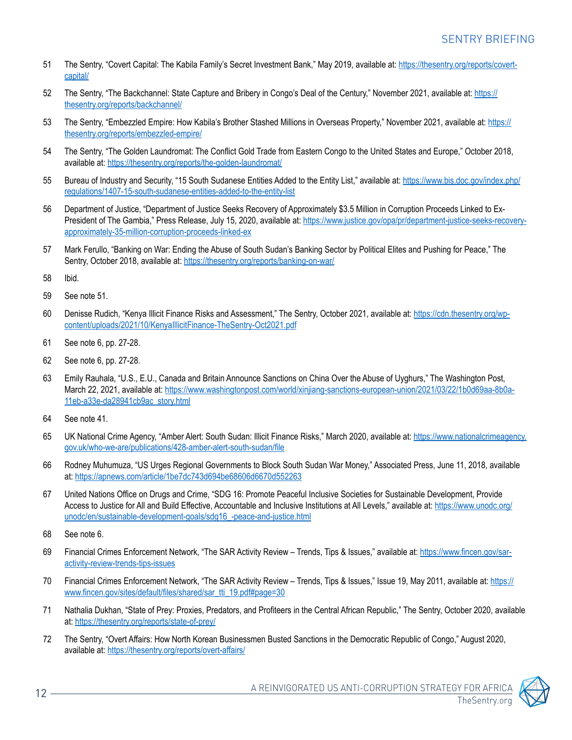51 The Sentry, "Covert Capital: The Kabila Family's Secret Investment Bank," May 2019, available at: https://thesentry.org/reports/covert-capital/

52 The Sentry, "The Backchannel: State Capture and Bribery in Congo's Deal of the Century," November 2021, available at: https://thesentry.org/reports/backchannel/

53 The Sentry, "Embezzled Empire: How Kabila's Brother Stashed Millions in Overseas Property," November 2021, available at: https://thesentry.org/reports/embezzled-empire/

54 The Sentry, "The Golden Laundromat: The Conflict Gold Trade from Eastern Congo to the United States and Europe," October 2018, available at: https://thesentry.org/reports/the-golden-laundromat/

55 Bureau of Industry and Security, "15 South Sudanese Entities Added to the Entity List," available at: https://www.bis.doc.gov/index.php/regulations/1407-15-south-sudanese-entities-added-to-the-entity-list

56 Department of Justice, "Department of Justice Seeks Recovery of Approximately $3.5 Million in Corruption Proceeds Linked to Ex-President of The Gambia," Press Release, July 15, 2020, available at: https://www.justice.gov/opa/pr/department-justice-seeks-recovery-approximately-35-million-corruption-proceeds-linked-ex

57 Mark Ferullo, "Banking on War: Ending the Abuse of South Sudan's Banking Sector by Political Elites and Pushing for Peace," The Sentry, October 2018, available at: https://thesentry.org/reports/banking-on-war/

58 Ibid.

59 See note 51.

60 Denisse Rudich, "Kenya Illicit Finance Risks and Assessment," The Sentry, October 2021, available at: https://cdn.thesentry.org/wp-content/uploads/2021/10/KenyaIllicitFinance-TheSentry-Oct2021.pdf

61 See note 6, pp. 27-28.

62 See note 6, pp. 27-28.

63 Emily Rauhala, "U.S., E.U., Canada and Britain Announce Sanctions on China Over the Abuse of Uyghurs," The Washington Post, March 22, 2021, available at: https://www.washingtonpost.com/world/xinjiang-sanctions-european-union/2021/03/22/1b0d69aa-8b0a-11eb-a33e-da28941cb9ac_story.html

64 See note 41.

65 UK National Crime Agency, "Amber Alert: South Sudan: Illicit Finance Risks," March 2020, available at: https://www.nationalcrimeagency.gov.uk/who-we-are/publications/428-amber-alert-south-sudan/file

66 Rodney Muhumuza, "US Urges Regional Governments to Block South Sudan War Money," Associated Press, June 11, 2018, available at: https://apnews.com/article/1be7dc743d694be68606d6670d552263

67 United Nations Office on Drugs and Crime, "SDG 16: Promote Peaceful Inclusive Societies for Sustainable Development, Provide Access to Justice for All and Build Effective, Accountable and Inclusive Institutions at All Levels," available at: https://www.unodc.org/unodc/en/sustainable-development-goals/sdg16_-peace-and-justice.html

68 See note 6.

69 Financial Crimes Enforcement Network, "The SAR Activity Review – Trends, Tips & Issues," available at: https://www.fincen.gov/sar-activity-review-trends-tips-issues

70 Financial Crimes Enforcement Network, "The SAR Activity Review – Trends, Tips & Issues," Issue 19, May 2011, available at: https://www.fincen.gov/sites/default/files/shared/sar_tti_19.pdf#page=30

71 Nathalia Dukhan, "State of Prey: Proxies, Predators, and Profiteers in the Central African Republic," The Sentry, October 2020, available at: https://thesentry.org/reports/state-of-prey/

72 The Sentry, "Overt Affairs: How North Korean Businessmen Busted Sanctions in the Democratic Republic of Congo," August 2020, available at: https://thesentry.org/reports/overt-affairs/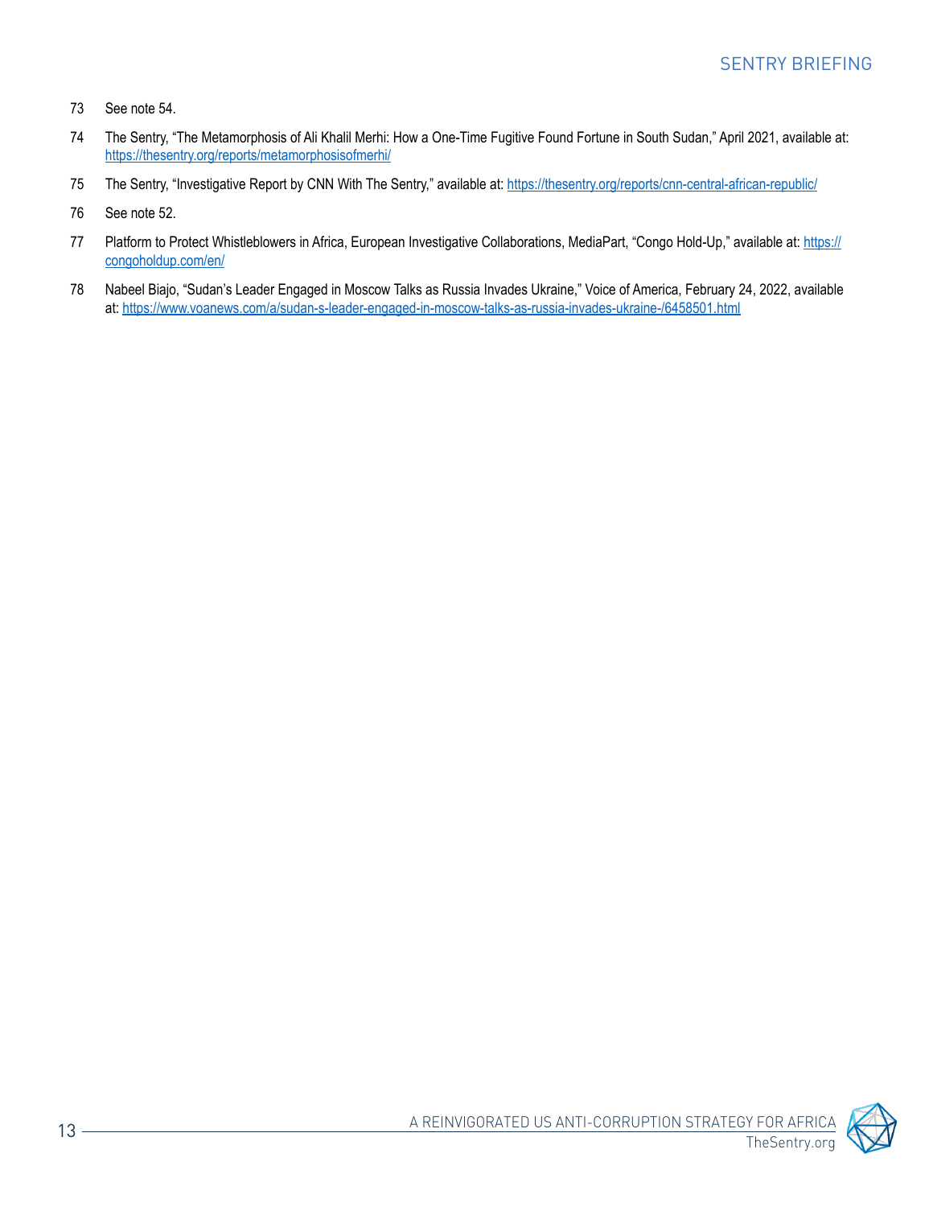73 See note 54.

74 The Sentry, "The Metamorphosis of Ali Khalil Merhi: How a One-Time Fugitive Found Fortune in South Sudan," April 2021, available at: https://thesentry.org/reports/metamorphosisofmerhi/

75 The Sentry, "Investigative Report by CNN With The Sentry," available at: https://thesentry.org/reports/cnn-central-african-republic/

76 See note 52.

77 Platform to Protect Whistleblowers in Africa, European Investigative Collaborations, MediaPart, "Congo Hold-Up," available at: https://congoholdup.com/en/

78 Nabeel Biajo, "Sudan's Leader Engaged in Moscow Talks as Russia Invades Ukraine," Voice of America, February 24, 2022, available at: https://www.voanews.com/a/sudan-s-leader-engaged-in-moscow-talks-as-russia-invades-ukraine-/6458501.html